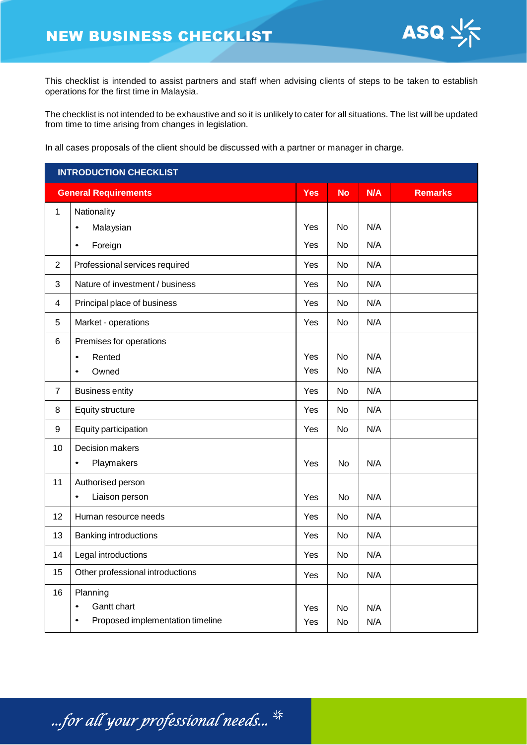# NEW BUSINESS CHECKLIST

This checklist is intended to assist partners and staff when advising clients of steps to be taken to establish operations for the first time in Malaysia.

The checklist is not intended to be exhaustive and so it is unlikely to cater for all situations. The list will be updated from time to time arising from changes in legislation.

In all cases proposals of the client should be discussed with a partner or manager in charge.

| INTRODUCTION CHECKLIST | | | | | |
|---|---|---|---|---|---|
| **General Requirements** | | **Yes** | **No** | **N/A** | **Remarks** |
| 1 | Nationality | | | | |
| | • Malaysian | Yes | No | N/A | |
| | • Foreign | Yes | No | N/A | |
| 2 | Professional services required | Yes | No | N/A | |
| 3 | Nature of investment / business | Yes | No | N/A | |
| 4 | Principal place of business | Yes | No | N/A | |
| 5 | Market - operations | Yes | No | N/A | |
| 6 | Premises for operations | | | | |
| | • Rented | Yes | No | N/A | |
| | • Owned | Yes | No | N/A | |
| 7 | Business entity | Yes | No | N/A | |
| 8 | Equity structure | Yes | No | N/A | |
| 9 | Equity participation | Yes | No | N/A | |
| 10 | Decision makers | | | | |
| | • Playmakers | Yes | No | N/A | |
| 11 | Authorised person | | | | |
| | • Liaison person | Yes | No | N/A | |
| 12 | Human resource needs | Yes | No | N/A | |
| 13 | Banking introductions | Yes | No | N/A | |
| 14 | Legal introductions | Yes | No | N/A | |
| 15 | Other professional introductions | Yes | No | N/A | |
| 16 | Planning | | | | |
| | • Gantt chart | Yes | No | N/A | |
| | • Proposed implementation timeline | Yes | No | N/A | |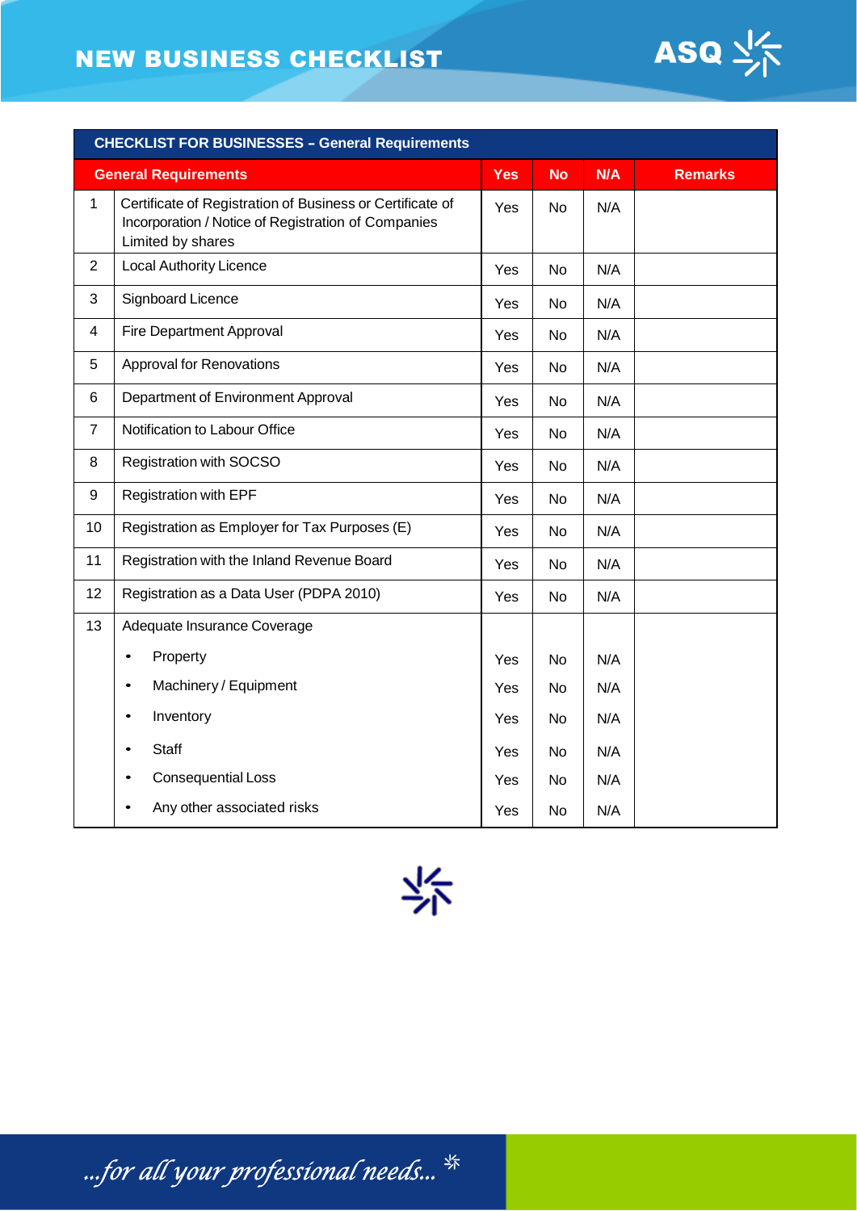# NEW BUSINESS CHECKLIST

| CHECKLIST FOR BUSINESSES – General Requirements | | | | | |
|---|---|---|---|---|---|
| **General Requirements** | | **Yes** | **No** | **N/A** | **Remarks** |
| 1 | Certificate of Registration of Business or Certificate of Incorporation / Notice of Registration of Companies Limited by shares | Yes | No | N/A | |
| 2 | Local Authority Licence | Yes | No | N/A | |
| 3 | Signboard Licence | Yes | No | N/A | |
| 4 | Fire Department Approval | Yes | No | N/A | |
| 5 | Approval for Renovations | Yes | No | N/A | |
| 6 | Department of Environment Approval | Yes | No | N/A | |
| 7 | Notification to Labour Office | Yes | No | N/A | |
| 8 | Registration with SOCSO | Yes | No | N/A | |
| 9 | Registration with EPF | Yes | No | N/A | |
| 10 | Registration as Employer for Tax Purposes (E) | Yes | No | N/A | |
| 11 | Registration with the Inland Revenue Board | Yes | No | N/A | |
| 12 | Registration as a Data User (PDPA 2010) | Yes | No | N/A | |
| 13 | Adequate Insurance Coverage | | | | |
| | • Property | Yes | No | N/A | |
| | • Machinery / Equipment | Yes | No | N/A | |
| | • Inventory | Yes | No | N/A | |
| | • Staff | Yes | No | N/A | |
| | • Consequential Loss | Yes | No | N/A | |
| | • Any other associated risks | Yes | No | N/A | |

*...for all your professional needs...*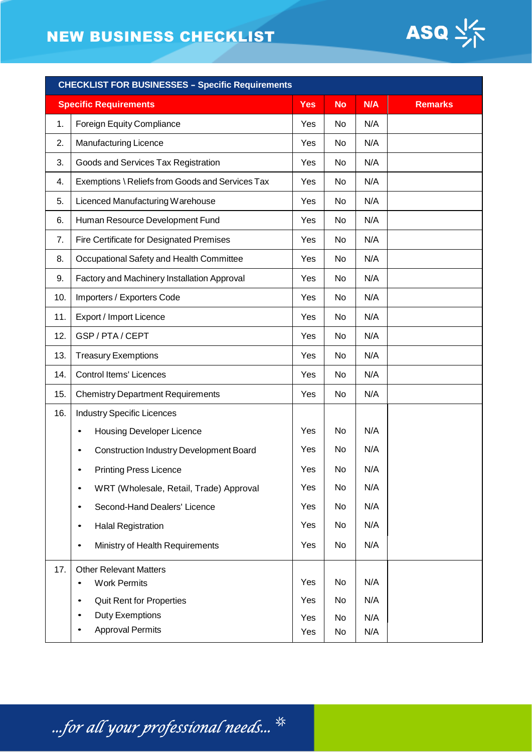# NEW BUSINESS CHECKLIST

| CHECKLIST FOR BUSINESSES – Specific Requirements | | | | | |
|---|---|---|---|---|---|
| **Specific Requirements** | | **Yes** | **No** | **N/A** | **Remarks** |
| 1. | Foreign Equity Compliance | Yes | No | N/A | |
| 2. | Manufacturing Licence | Yes | No | N/A | |
| 3. | Goods and Services Tax Registration | Yes | No | N/A | |
| 4. | Exemptions \ Reliefs from Goods and Services Tax | Yes | No | N/A | |
| 5. | Licenced Manufacturing Warehouse | Yes | No | N/A | |
| 6. | Human Resource Development Fund | Yes | No | N/A | |
| 7. | Fire Certificate for Designated Premises | Yes | No | N/A | |
| 8. | Occupational Safety and Health Committee | Yes | No | N/A | |
| 9. | Factory and Machinery Installation Approval | Yes | No | N/A | |
| 10. | Importers / Exporters Code | Yes | No | N/A | |
| 11. | Export / Import Licence | Yes | No | N/A | |
| 12. | GSP / PTA / CEPT | Yes | No | N/A | |
| 13. | Treasury Exemptions | Yes | No | N/A | |
| 14. | Control Items' Licences | Yes | No | N/A | |
| 15. | Chemistry Department Requirements | Yes | No | N/A | |
| 16. | Industry Specific Licences | | | | |
| | • Housing Developer Licence | Yes | No | N/A | |
| | • Construction Industry Development Board | Yes | No | N/A | |
| | • Printing Press Licence | Yes | No | N/A | |
| | • WRT (Wholesale, Retail, Trade) Approval | Yes | No | N/A | |
| | • Second-Hand Dealers' Licence | Yes | No | N/A | |
| | • Halal Registration | Yes | No | N/A | |
| | • Ministry of Health Requirements | Yes | No | N/A | |
| 17. | Other Relevant Matters | | | | |
| | • Work Permits | Yes | No | N/A | |
| | • Quit Rent for Properties | Yes | No | N/A | |
| | • Duty Exemptions | Yes | No | N/A | |
| | • Approval Permits | Yes | No | N/A | |

*...for all your professional needs...*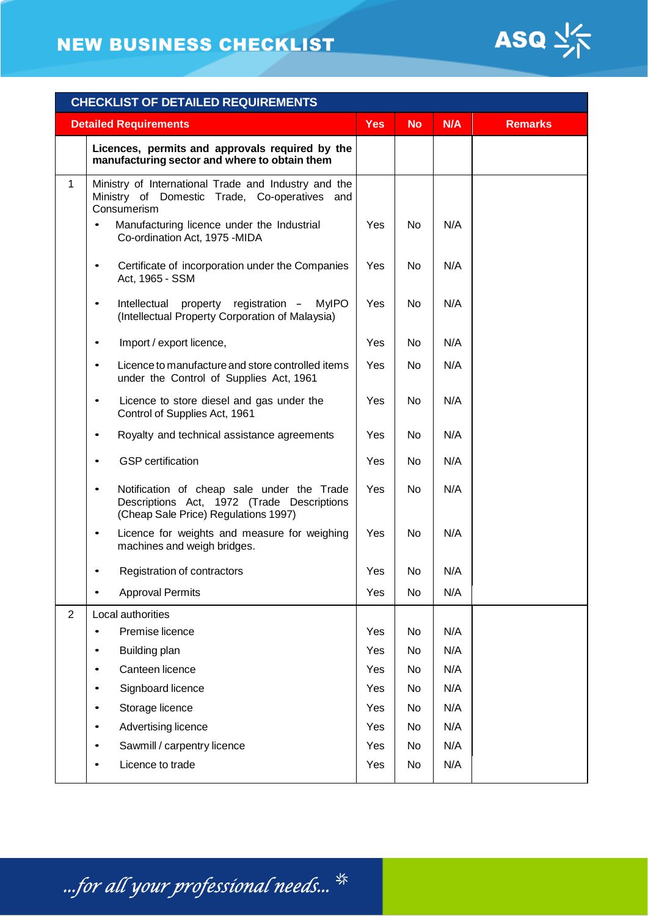# NEW BUSINESS CHECKLIST

| CHECKLIST OF DETAILED REQUIREMENTS | | | | | |
|---|---|---|---|---|---|
| **Detailed Requirements** | | **Yes** | **No** | **N/A** | **Remarks** |
| | **Licences, permits and approvals required by the manufacturing sector and where to obtain them** | | | | |
| 1 | Ministry of International Trade and Industry and the Ministry of Domestic Trade, Co-operatives and Consumerism | | | | |
| | • Manufacturing licence under the Industrial Co-ordination Act, 1975 -MIDA | Yes | No | N/A | |
| | • Certificate of incorporation under the Companies Act, 1965 - SSM | Yes | No | N/A | |
| | • Intellectual property registration – MyIPO (Intellectual Property Corporation of Malaysia) | Yes | No | N/A | |
| | • Import / export licence, | Yes | No | N/A | |
| | • Licence to manufacture and store controlled items under the Control of Supplies Act, 1961 | Yes | No | N/A | |
| | • Licence to store diesel and gas under the Control of Supplies Act, 1961 | Yes | No | N/A | |
| | • Royalty and technical assistance agreements | Yes | No | N/A | |
| | • GSP certification | Yes | No | N/A | |
| | • Notification of cheap sale under the Trade Descriptions Act, 1972 (Trade Descriptions (Cheap Sale Price) Regulations 1997) | Yes | No | N/A | |
| | • Licence for weights and measure for weighing machines and weigh bridges. | Yes | No | N/A | |
| | • Registration of contractors | Yes | No | N/A | |
| | • Approval Permits | Yes | No | N/A | |
| 2 | Local authorities | | | | |
| | • Premise licence | Yes | No | N/A | |
| | • Building plan | Yes | No | N/A | |
| | • Canteen licence | Yes | No | N/A | |
| | • Signboard licence | Yes | No | N/A | |
| | • Storage licence | Yes | No | N/A | |
| | • Advertising licence | Yes | No | N/A | |
| | • Sawmill / carpentry licence | Yes | No | N/A | |
| | • Licence to trade | Yes | No | N/A | |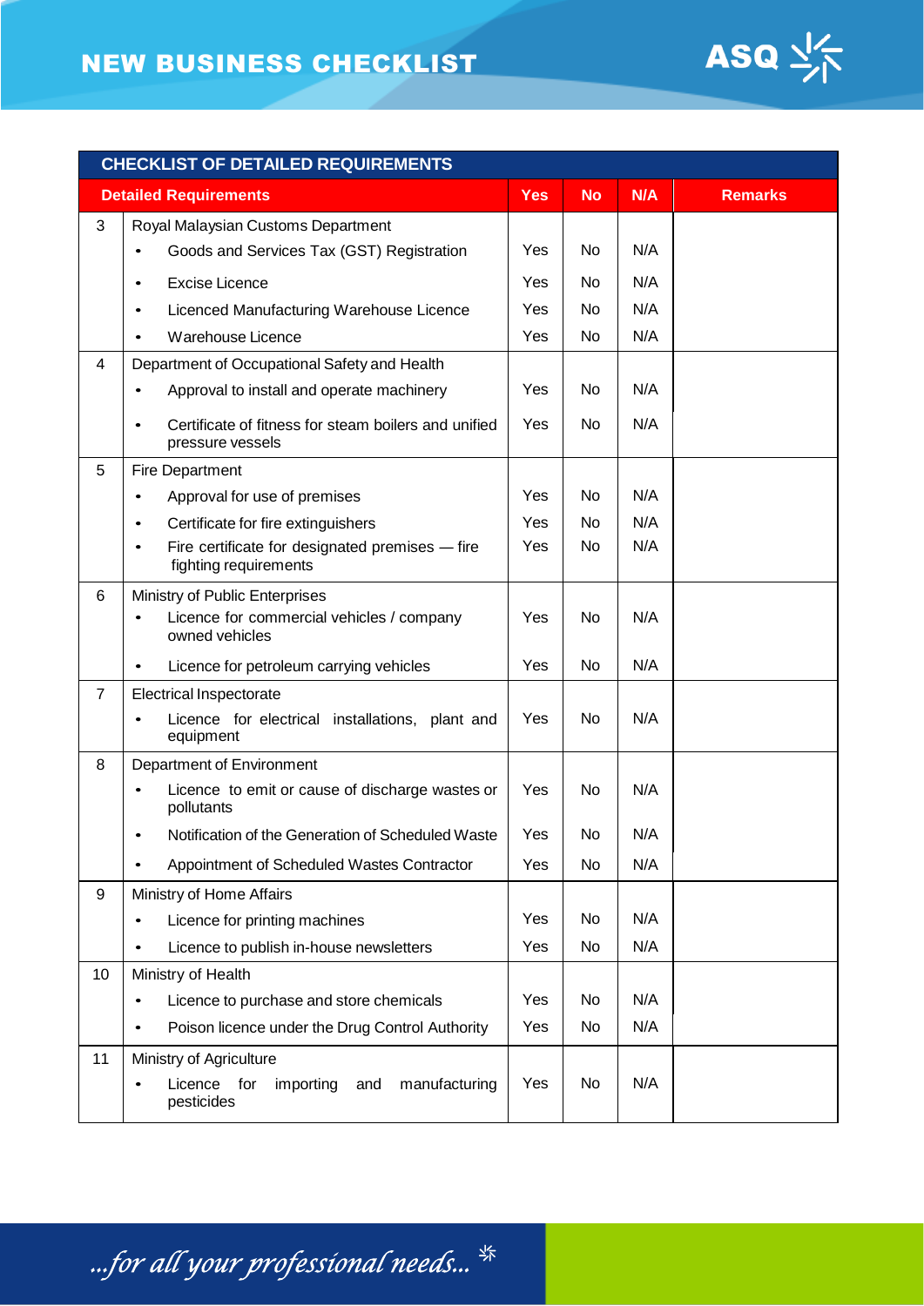# NEW BUSINESS CHECKLIST

| CHECKLIST OF DETAILED REQUIREMENTS | | | | | |
|---|---|---|---|---|---|
| **Detailed Requirements** | | **Yes** | **No** | **N/A** | **Remarks** |
| 3 | Royal Malaysian Customs Department | | | | |
| | • Goods and Services Tax (GST) Registration | Yes | No | N/A | |
| | • Excise Licence | Yes | No | N/A | |
| | • Licenced Manufacturing Warehouse Licence | Yes | No | N/A | |
| | • Warehouse Licence | Yes | No | N/A | |
| 4 | Department of Occupational Safety and Health | | | | |
| | • Approval to install and operate machinery | Yes | No | N/A | |
| | • Certificate of fitness for steam boilers and unified pressure vessels | Yes | No | N/A | |
| 5 | Fire Department | | | | |
| | • Approval for use of premises | Yes | No | N/A | |
| | • Certificate for fire extinguishers | Yes | No | N/A | |
| | • Fire certificate for designated premises — fire fighting requirements | Yes | No | N/A | |
| 6 | Ministry of Public Enterprises | | | | |
| | • Licence for commercial vehicles / company owned vehicles | Yes | No | N/A | |
| | • Licence for petroleum carrying vehicles | Yes | No | N/A | |
| 7 | Electrical Inspectorate | | | | |
| | • Licence for electrical installations, plant and equipment | Yes | No | N/A | |
| 8 | Department of Environment | | | | |
| | • Licence to emit or cause of discharge wastes or pollutants | Yes | No | N/A | |
| | • Notification of the Generation of Scheduled Waste | Yes | No | N/A | |
| | • Appointment of Scheduled Wastes Contractor | Yes | No | N/A | |
| 9 | Ministry of Home Affairs | | | | |
| | • Licence for printing machines | Yes | No | N/A | |
| | • Licence to publish in-house newsletters | Yes | No | N/A | |
| 10 | Ministry of Health | | | | |
| | • Licence to purchase and store chemicals | Yes | No | N/A | |
| | • Poison licence under the Drug Control Authority | Yes | No | N/A | |
| 11 | Ministry of Agriculture | | | | |
| | • Licence for importing and manufacturing pesticides | Yes | No | N/A | |

*...for all your professional needs...*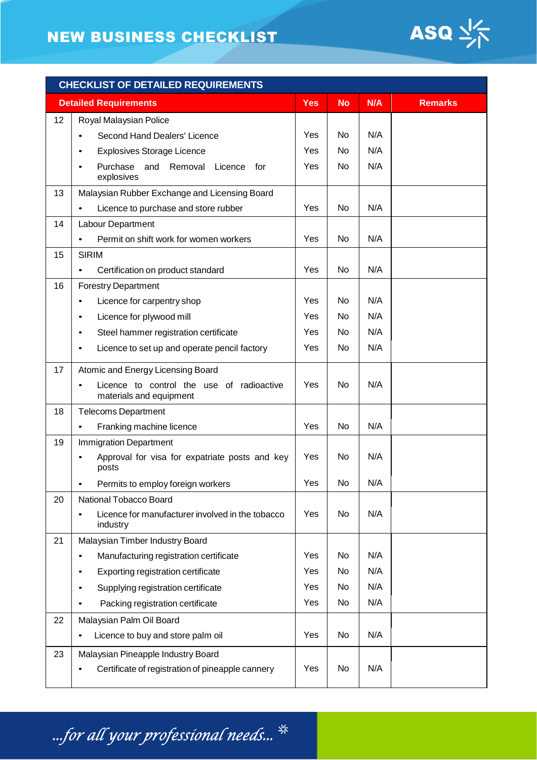# NEW BUSINESS CHECKLIST

| CHECKLIST OF DETAILED REQUIREMENTS | | | | | |
|---|---|---|---|---|---|
| **Detailed Requirements** | | **Yes** | **No** | **N/A** | **Remarks** |
| 12 | Royal Malaysian Police | | | | |
| | • Second Hand Dealers' Licence | Yes | No | N/A | |
| | • Explosives Storage Licence | Yes | No | N/A | |
| | • Purchase and Removal Licence for explosives | Yes | No | N/A | |
| 13 | Malaysian Rubber Exchange and Licensing Board | | | | |
| | • Licence to purchase and store rubber | Yes | No | N/A | |
| 14 | Labour Department | | | | |
| | • Permit on shift work for women workers | Yes | No | N/A | |
| 15 | SIRIM | | | | |
| | • Certification on product standard | Yes | No | N/A | |
| 16 | Forestry Department | | | | |
| | • Licence for carpentry shop | Yes | No | N/A | |
| | • Licence for plywood mill | Yes | No | N/A | |
| | • Steel hammer registration certificate | Yes | No | N/A | |
| | • Licence to set up and operate pencil factory | Yes | No | N/A | |
| 17 | Atomic and Energy Licensing Board | | | | |
| | • Licence to control the use of radioactive materials and equipment | Yes | No | N/A | |
| 18 | Telecoms Department | | | | |
| | • Franking machine licence | Yes | No | N/A | |
| 19 | Immigration Department | | | | |
| | • Approval for visa for expatriate posts and key posts | Yes | No | N/A | |
| | • Permits to employ foreign workers | Yes | No | N/A | |
| 20 | National Tobacco Board | | | | |
| | • Licence for manufacturer involved in the tobacco industry | Yes | No | N/A | |
| 21 | Malaysian Timber Industry Board | | | | |
| | • Manufacturing registration certificate | Yes | No | N/A | |
| | • Exporting registration certificate | Yes | No | N/A | |
| | • Supplying registration certificate | Yes | No | N/A | |
| | • Packing registration certificate | Yes | No | N/A | |
| 22 | Malaysian Palm Oil Board | | | | |
| | • Licence to buy and store palm oil | Yes | No | N/A | |
| 23 | Malaysian Pineapple Industry Board | | | | |
| | • Certificate of registration of pineapple cannery | Yes | No | N/A | |

*...for all your professional needs...*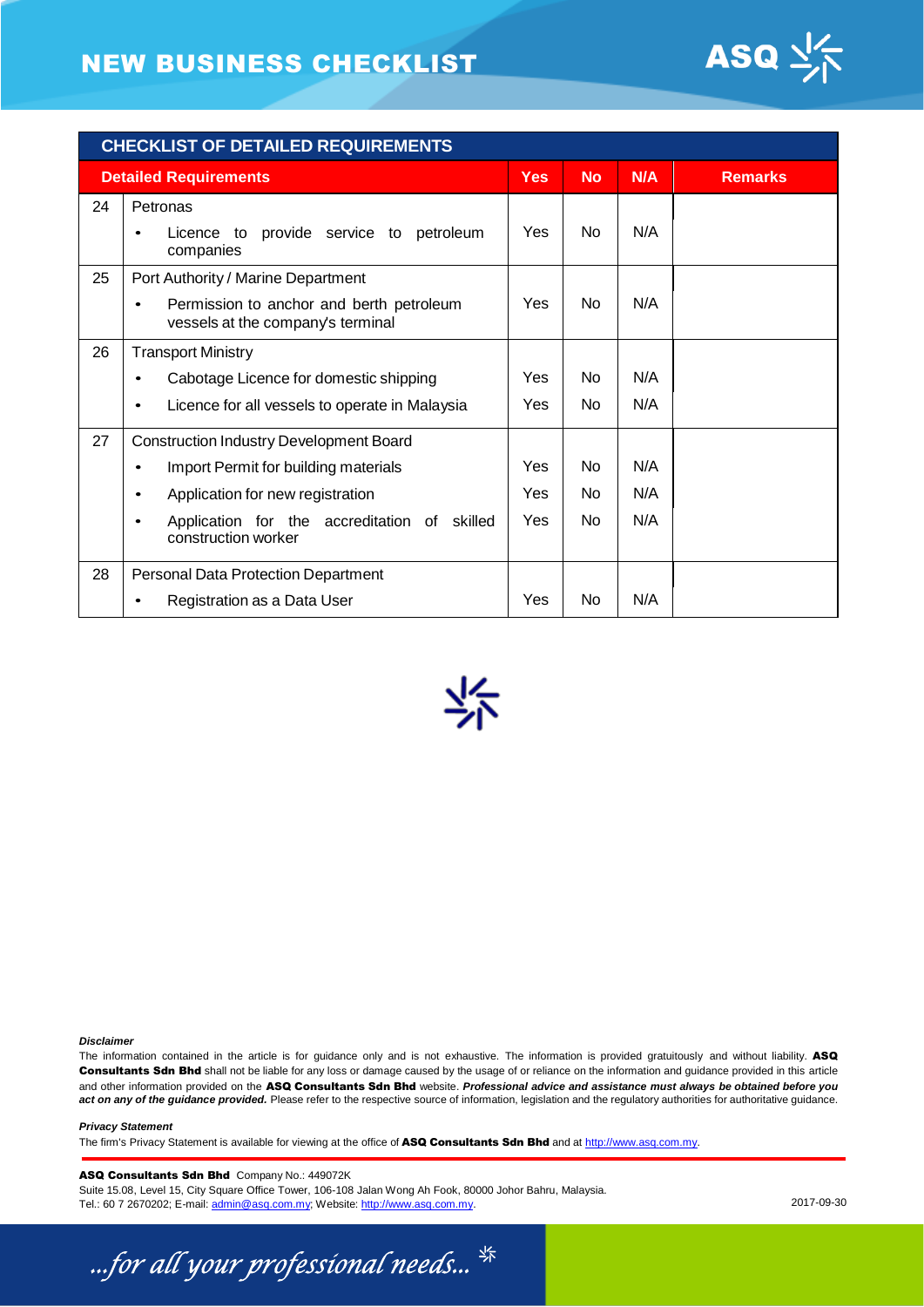# NEW BUSINESS CHECKLIST

| CHECKLIST OF DETAILED REQUIREMENTS | | | | | |
|---|---|---|---|---|---|
| **Detailed Requirements** | | **Yes** | **No** | **N/A** | **Remarks** |
| 24 | Petronas | | | | |
| | • Licence to provide service to petroleum companies | Yes | No | N/A | |
| 25 | Port Authority / Marine Department | | | | |
| | • Permission to anchor and berth petroleum vessels at the company's terminal | Yes | No | N/A | |
| 26 | Transport Ministry | | | | |
| | • Cabotage Licence for domestic shipping | Yes | No | N/A | |
| | • Licence for all vessels to operate in Malaysia | Yes | No | N/A | |
| 27 | Construction Industry Development Board | | | | |
| | • Import Permit for building materials | Yes | No | N/A | |
| | • Application for new registration | Yes | No | N/A | |
| | • Application for the accreditation of skilled construction worker | Yes | No | N/A | |
| 28 | Personal Data Protection Department | | | | |
| | • Registration as a Data User | Yes | No | N/A | |

***Disclaimer***

The information contained in the article is for guidance only and is not exhaustive. The information is provided gratuitously and without liability. **ASQ Consultants Sdn Bhd** shall not be liable for any loss or damage caused by the usage of or reliance on the information and guidance provided in this article and other information provided on the **ASQ Consultants Sdn Bhd** website. ***Professional advice and assistance must always be obtained before you act on any of the guidance provided.*** Please refer to the respective source of information, legislation and the regulatory authorities for authoritative guidance.

***Privacy Statement***

The firm's Privacy Statement is available for viewing at the office of **ASQ Consultants Sdn Bhd** and at http://www.asq.com.my.

**ASQ Consultants Sdn Bhd** Company No.: 449072K
Suite 15.08, Level 15, City Square Office Tower, 106-108 Jalan Wong Ah Fook, 80000 Johor Bahru, Malaysia.
Tel.: 60 7 2670202; E-mail: admin@asq.com.my; Website: http://www.asq.com.my.

2017-09-30

*...for all your professional needs...*